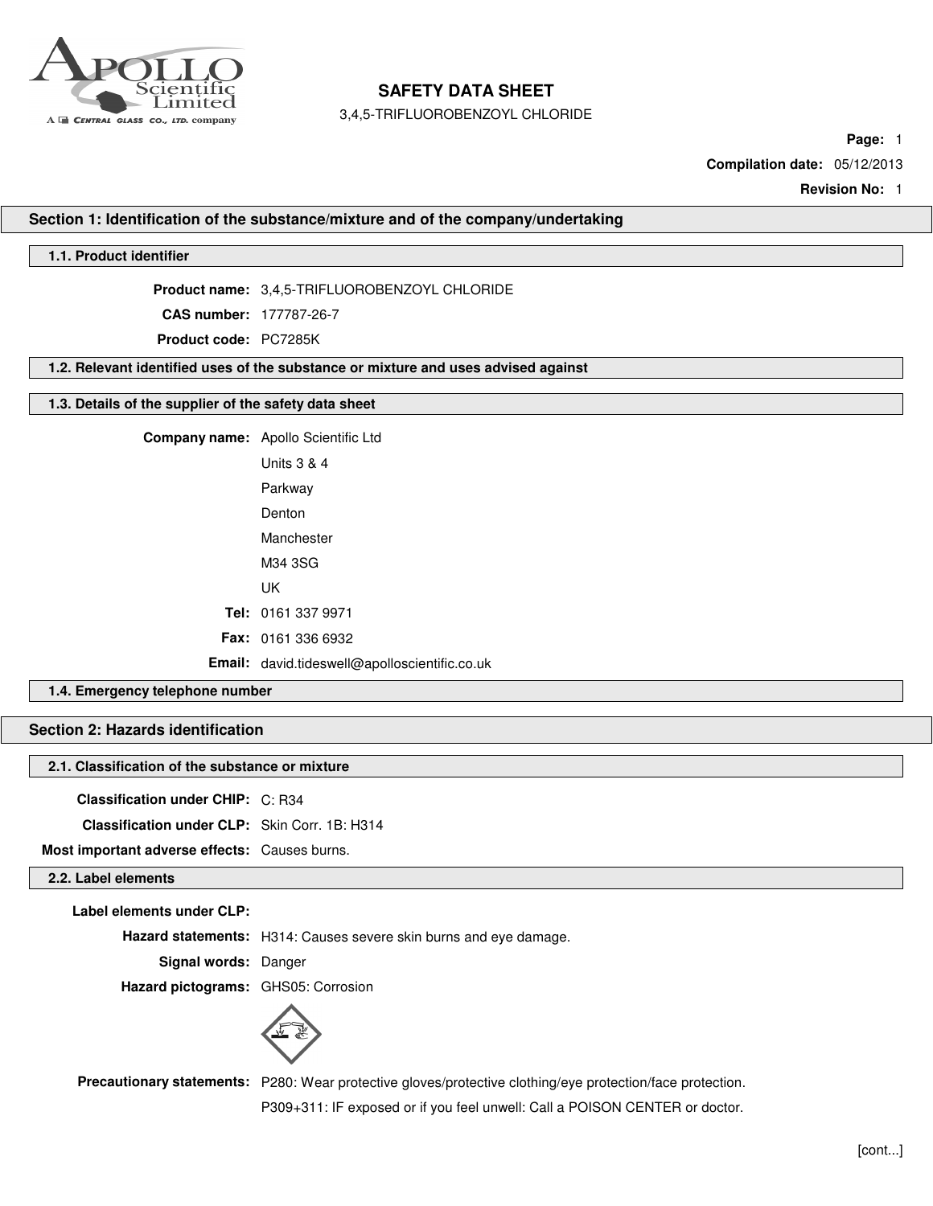# SAFETY DATA SHEET

3,4,5-TRIFLUOROBENZOYL CHLORIDE

**Compilation date:** 05/12/2013

**Revision No:** 1

## Section 1: Identification of the substance/mixture and of the company/undertaking

### 1.1. Product identifier

**Product name:** 3,4,5-TRIFLUOROBENZOYL CHLORIDE

**CAS number:** 177787-26-7

**Product code:** PC7285K

### 1.2. Relevant identified uses of the substance or mixture and uses advised against

### 1.3. Details of the supplier of the safety data sheet

**Company name:** Apollo Scientific Ltd

Units 3 & 4

Parkway

Denton

Manchester

M34 3SG

UK

**Tel:** 0161 337 9971

**Fax:** 0161 336 6932

**Email:** david.tideswell@apolloscientific.co.uk

### 1.4. Emergency telephone number

## Section 2: Hazards identification

### 2.1. Classification of the substance or mixture

**Classification under CHIP:** C: R34

**Classification under CLP:** Skin Corr. 1B: H314

**Most important adverse effects:** Causes burns.

### 2.2. Label elements

**Label elements under CLP:**

**Hazard statements:** H314: Causes severe skin burns and eye damage.

**Signal words:** Danger

**Hazard pictograms:** GHS05: Corrosion

**Precautionary statements:** P280: Wear protective gloves/protective clothing/eye protection/face protection.

P309+311: IF exposed or if you feel unwell: Call a POISON CENTER or doctor.

[cont...]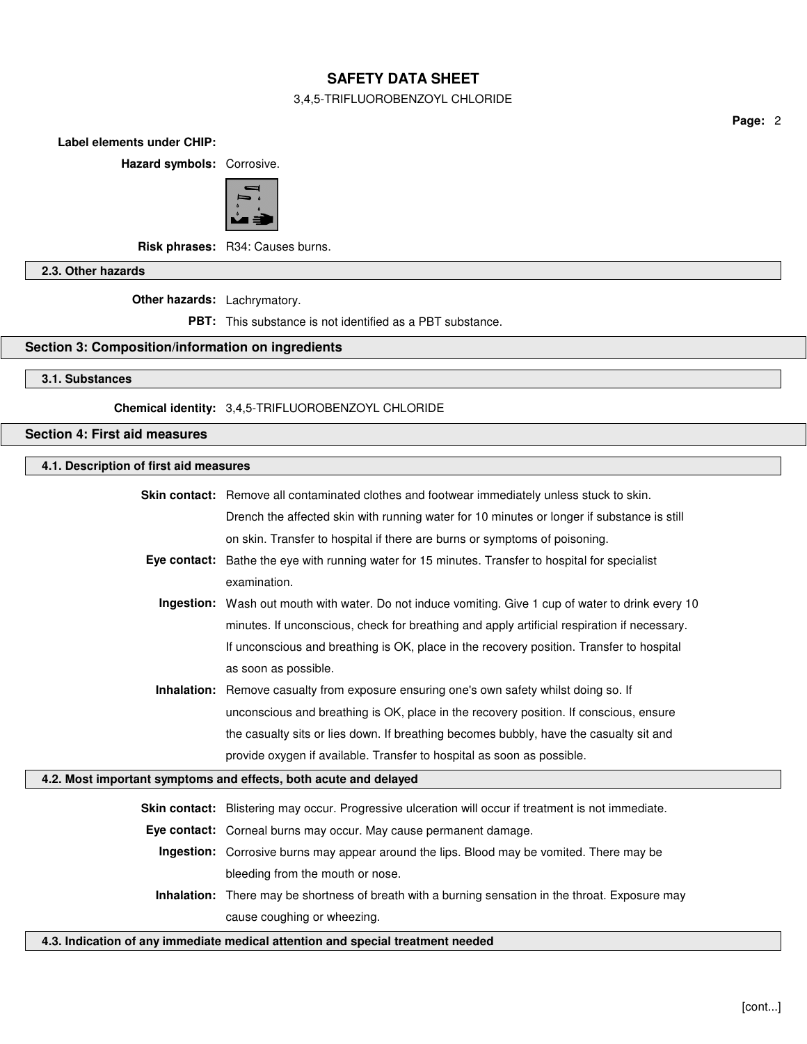**Label elements under CHIP:**

**Hazard symbols:** Corrosive.

**Risk phrases:** R34: Causes burns.

### 2.3. Other hazards

**Other hazards:** Lachrymatory.

**PBT:** This substance is not identified as a PBT substance.

## Section 3: Composition/information on ingredients

### 3.1. Substances

**Chemical identity:** 3,4,5-TRIFLUOROBENZOYL CHLORIDE

## Section 4: First aid measures

### 4.1. Description of first aid measures

**Skin contact:** Remove all contaminated clothes and footwear immediately unless stuck to skin. Drench the affected skin with running water for 10 minutes or longer if substance is still on skin. Transfer to hospital if there are burns or symptoms of poisoning.

**Eye contact:** Bathe the eye with running water for 15 minutes. Transfer to hospital for specialist examination.

**Ingestion:** Wash out mouth with water. Do not induce vomiting. Give 1 cup of water to drink every 10 minutes. If unconscious, check for breathing and apply artificial respiration if necessary. If unconscious and breathing is OK, place in the recovery position. Transfer to hospital as soon as possible.

**Inhalation:** Remove casualty from exposure ensuring one's own safety whilst doing so. If unconscious and breathing is OK, place in the recovery position. If conscious, ensure the casualty sits or lies down. If breathing becomes bubbly, have the casualty sit and provide oxygen if available. Transfer to hospital as soon as possible.

### 4.2. Most important symptoms and effects, both acute and delayed

**Skin contact:** Blistering may occur. Progressive ulceration will occur if treatment is not immediate.

**Eye contact:** Corneal burns may occur. May cause permanent damage.

**Ingestion:** Corrosive burns may appear around the lips. Blood may be vomited. There may be bleeding from the mouth or nose.

**Inhalation:** There may be shortness of breath with a burning sensation in the throat. Exposure may cause coughing or wheezing.

### 4.3. Indication of any immediate medical attention and special treatment needed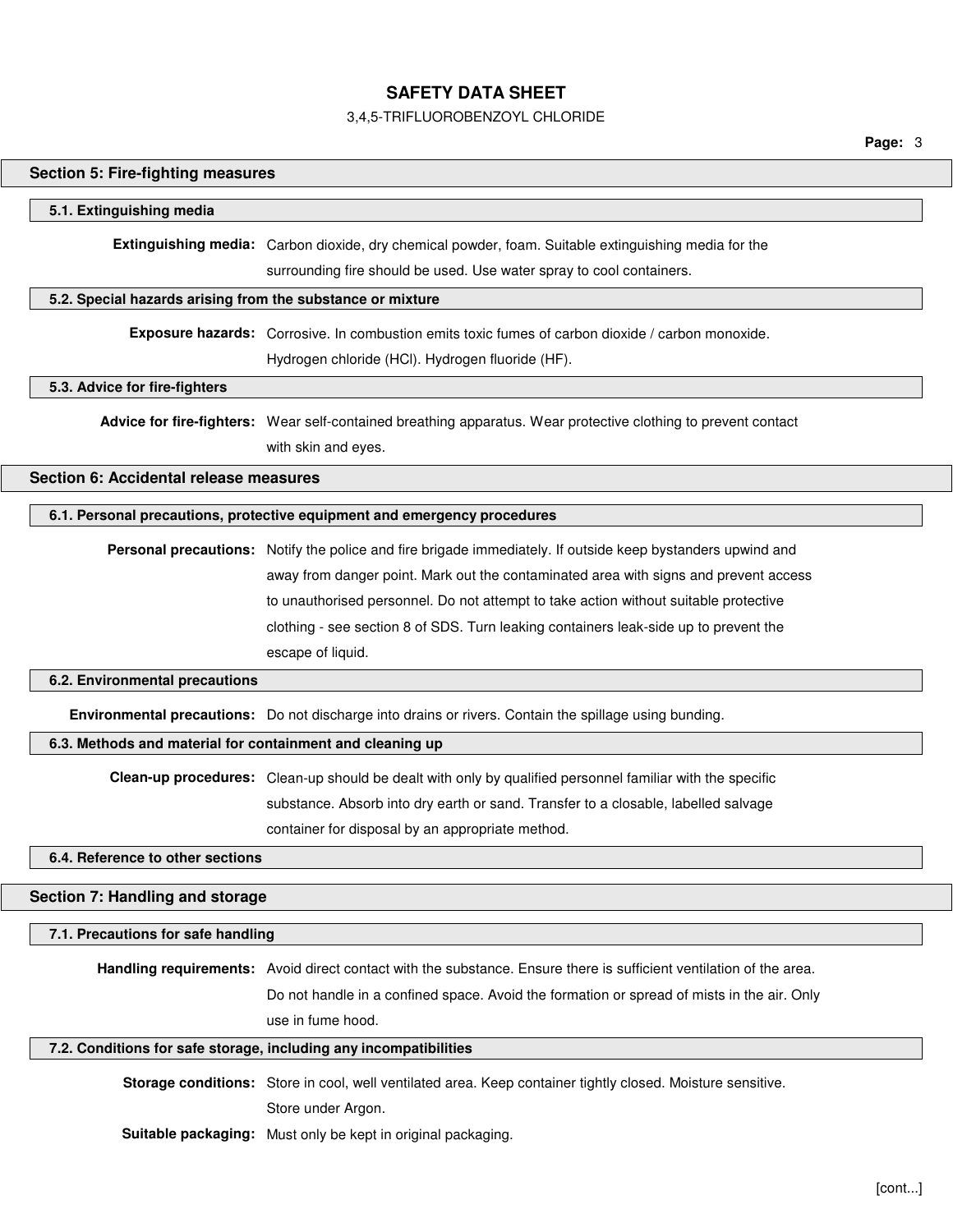## Section 5: Fire-fighting measures

### 5.1. Extinguishing media

**Extinguishing media:** Carbon dioxide, dry chemical powder, foam. Suitable extinguishing media for the surrounding fire should be used. Use water spray to cool containers.

### 5.2. Special hazards arising from the substance or mixture

**Exposure hazards:** Corrosive. In combustion emits toxic fumes of carbon dioxide / carbon monoxide. Hydrogen chloride (HCl). Hydrogen fluoride (HF).

### 5.3. Advice for fire-fighters

**Advice for fire-fighters:** Wear self-contained breathing apparatus. Wear protective clothing to prevent contact with skin and eyes.

## Section 6: Accidental release measures

### 6.1. Personal precautions, protective equipment and emergency procedures

**Personal precautions:** Notify the police and fire brigade immediately. If outside keep bystanders upwind and away from danger point. Mark out the contaminated area with signs and prevent access to unauthorised personnel. Do not attempt to take action without suitable protective clothing - see section 8 of SDS. Turn leaking containers leak-side up to prevent the escape of liquid.

### 6.2. Environmental precautions

**Environmental precautions:** Do not discharge into drains or rivers. Contain the spillage using bunding.

### 6.3. Methods and material for containment and cleaning up

**Clean-up procedures:** Clean-up should be dealt with only by qualified personnel familiar with the specific substance. Absorb into dry earth or sand. Transfer to a closable, labelled salvage container for disposal by an appropriate method.

### 6.4. Reference to other sections

## Section 7: Handling and storage

### 7.1. Precautions for safe handling

**Handling requirements:** Avoid direct contact with the substance. Ensure there is sufficient ventilation of the area. Do not handle in a confined space. Avoid the formation or spread of mists in the air. Only use in fume hood.

### 7.2. Conditions for safe storage, including any incompatibilities

**Storage conditions:** Store in cool, well ventilated area. Keep container tightly closed. Moisture sensitive. Store under Argon.

**Suitable packaging:** Must only be kept in original packaging.

[cont...]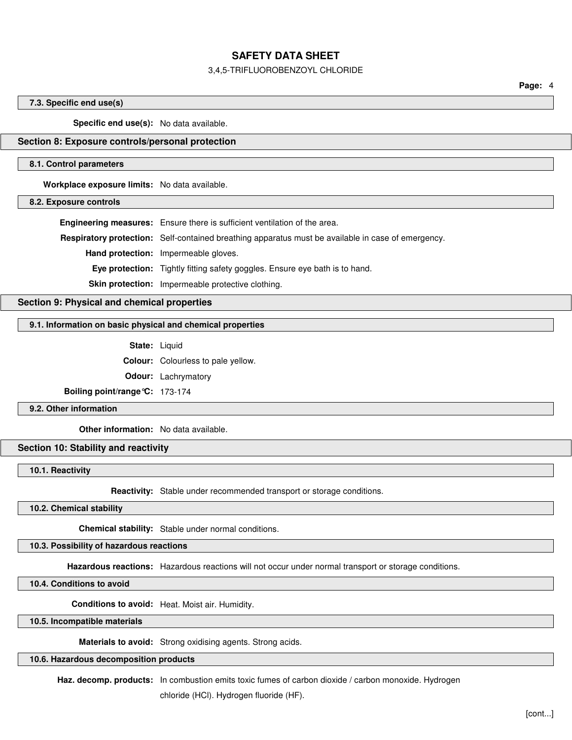### 7.3. Specific end use(s)

**Specific end use(s):** No data available.

## Section 8: Exposure controls/personal protection

### 8.1. Control parameters

**Workplace exposure limits:** No data available.

### 8.2. Exposure controls

**Engineering measures:** Ensure there is sufficient ventilation of the area.

**Respiratory protection:** Self-contained breathing apparatus must be available in case of emergency.

**Hand protection:** Impermeable gloves.

**Eye protection:** Tightly fitting safety goggles. Ensure eye bath is to hand.

**Skin protection:** Impermeable protective clothing.

## Section 9: Physical and chemical properties

### 9.1. Information on basic physical and chemical properties

**State:** Liquid

**Colour:** Colourless to pale yellow.

**Odour:** Lachrymatory

**Boiling point/range°C:** 173-174

### 9.2. Other information

**Other information:** No data available.

## Section 10: Stability and reactivity

### 10.1. Reactivity

**Reactivity:** Stable under recommended transport or storage conditions.

### 10.2. Chemical stability

**Chemical stability:** Stable under normal conditions.

### 10.3. Possibility of hazardous reactions

**Hazardous reactions:** Hazardous reactions will not occur under normal transport or storage conditions.

### 10.4. Conditions to avoid

**Conditions to avoid:** Heat. Moist air. Humidity.

### 10.5. Incompatible materials

**Materials to avoid:** Strong oxidising agents. Strong acids.

### 10.6. Hazardous decomposition products

**Haz. decomp. products:** In combustion emits toxic fumes of carbon dioxide / carbon monoxide. Hydrogen chloride (HCl). Hydrogen fluoride (HF).

[cont...]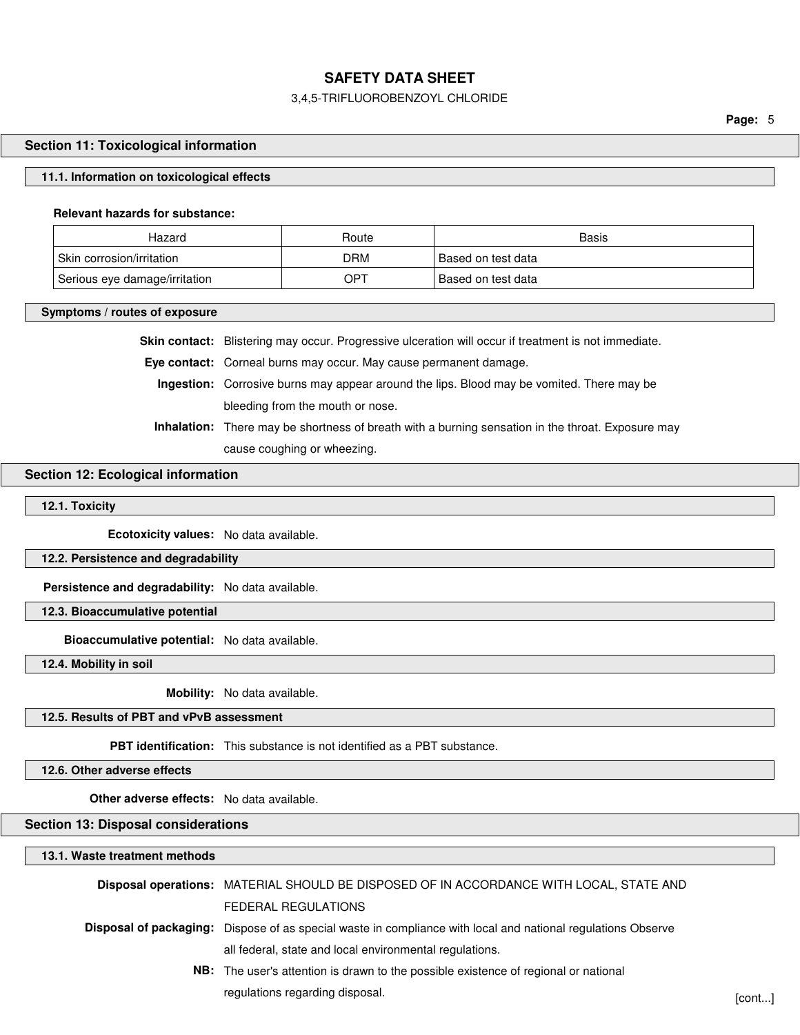## Section 11: Toxicological information

### 11.1. Information on toxicological effects

**Relevant hazards for substance:**

| Hazard | Route | Basis |
|---|---|---|
| Skin corrosion/irritation | DRM | Based on test data |
| Serious eye damage/irritation | OPT | Based on test data |

### Symptoms / routes of exposure

**Skin contact:** Blistering may occur. Progressive ulceration will occur if treatment is not immediate.

**Eye contact:** Corneal burns may occur. May cause permanent damage.

**Ingestion:** Corrosive burns may appear around the lips. Blood may be vomited. There may be bleeding from the mouth or nose.

**Inhalation:** There may be shortness of breath with a burning sensation in the throat. Exposure may cause coughing or wheezing.

## Section 12: Ecological information

### 12.1. Toxicity

**Ecotoxicity values:** No data available.

### 12.2. Persistence and degradability

**Persistence and degradability:** No data available.

### 12.3. Bioaccumulative potential

**Bioaccumulative potential:** No data available.

### 12.4. Mobility in soil

**Mobility:** No data available.

### 12.5. Results of PBT and vPvB assessment

**PBT identification:** This substance is not identified as a PBT substance.

### 12.6. Other adverse effects

**Other adverse effects:** No data available.

## Section 13: Disposal considerations

### 13.1. Waste treatment methods

**Disposal operations:** MATERIAL SHOULD BE DISPOSED OF IN ACCORDANCE WITH LOCAL, STATE AND FEDERAL REGULATIONS

**Disposal of packaging:** Dispose of as special waste in compliance with local and national regulations Observe all federal, state and local environmental regulations.

**NB:** The user's attention is drawn to the possible existence of regional or national regulations regarding disposal.

[cont...]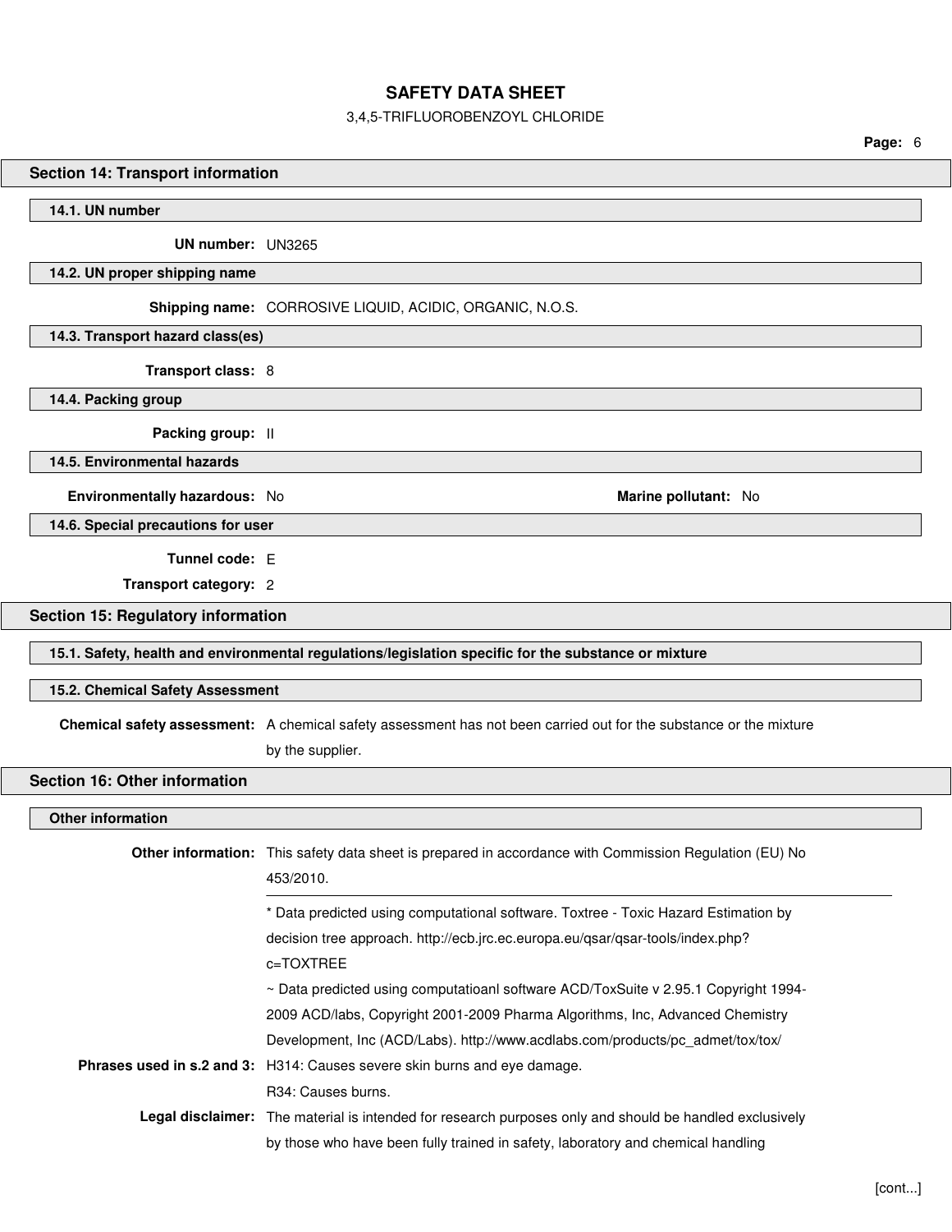## Section 14: Transport information

### 14.1. UN number

**UN number:** UN3265

### 14.2. UN proper shipping name

**Shipping name:** CORROSIVE LIQUID, ACIDIC, ORGANIC, N.O.S.

### 14.3. Transport hazard class(es)

**Transport class:** 8

### 14.4. Packing group

**Packing group:** II

### 14.5. Environmental hazards

**Environmentally hazardous:** No

**Marine pollutant:** No

### 14.6. Special precautions for user

**Tunnel code:** E

**Transport category:** 2

## Section 15: Regulatory information

### 15.1. Safety, health and environmental regulations/legislation specific for the substance or mixture

### 15.2. Chemical Safety Assessment

**Chemical safety assessment:** A chemical safety assessment has not been carried out for the substance or the mixture by the supplier.

## Section 16: Other information

### Other information

**Other information:** This safety data sheet is prepared in accordance with Commission Regulation (EU) No 453/2010.

---

* Data predicted using computational software. Toxtree - Toxic Hazard Estimation by decision tree approach. http://ecb.jrc.ec.europa.eu/qsar/qsar-tools/index.php?c=TOXTREE

~ Data predicted using computatioanl software ACD/ToxSuite v 2.95.1 Copyright 1994-2009 ACD/labs, Copyright 2001-2009 Pharma Algorithms, Inc, Advanced Chemistry Development, Inc (ACD/Labs). http://www.acdlabs.com/products/pc_admet/tox/tox/

**Phrases used in s.2 and 3:** H314: Causes severe skin burns and eye damage.

R34: Causes burns.

**Legal disclaimer:** The material is intended for research purposes only and should be handled exclusively by those who have been fully trained in safety, laboratory and chemical handling

[cont...]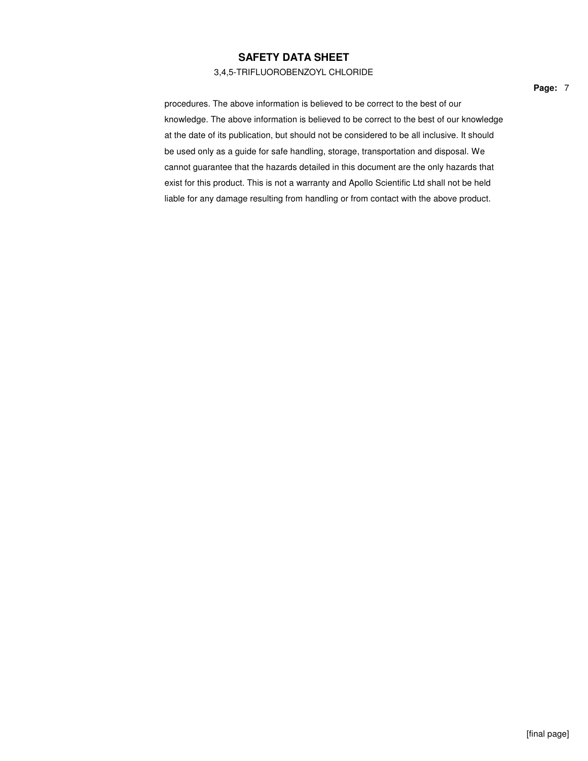procedures. The above information is believed to be correct to the best of our knowledge. The above information is believed to be correct to the best of our knowledge at the date of its publication, but should not be considered to be all inclusive. It should be used only as a guide for safe handling, storage, transportation and disposal. We cannot guarantee that the hazards detailed in this document are the only hazards that exist for this product. This is not a warranty and Apollo Scientific Ltd shall not be held liable for any damage resulting from handling or from contact with the above product.